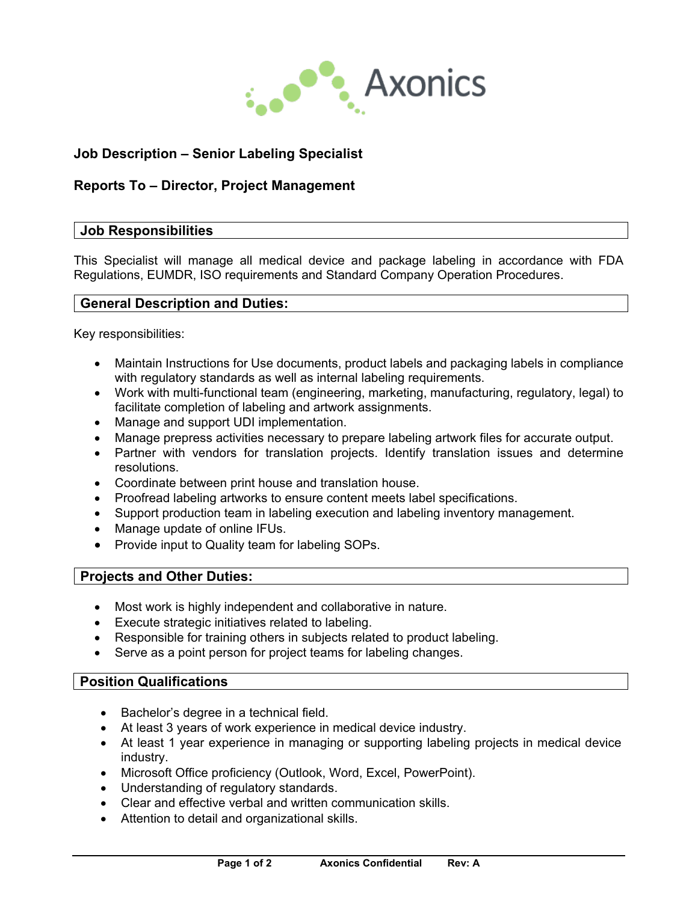Axonics

**Job Description – Senior Labeling Specialist**

**Reports To – Director, Project Management**

## Job Responsibilities

This Specialist will manage all medical device and package labeling in accordance with FDA Regulations, EUMDR, ISO requirements and Standard Company Operation Procedures.

## General Description and Duties:

Key responsibilities:

- Maintain Instructions for Use documents, product labels and packaging labels in compliance with regulatory standards as well as internal labeling requirements.
- Work with multi-functional team (engineering, marketing, manufacturing, regulatory, legal) to facilitate completion of labeling and artwork assignments.
- Manage and support UDI implementation.
- Manage prepress activities necessary to prepare labeling artwork files for accurate output.
- Partner with vendors for translation projects. Identify translation issues and determine resolutions.
- Coordinate between print house and translation house.
- Proofread labeling artworks to ensure content meets label specifications.
- Support production team in labeling execution and labeling inventory management.
- Manage update of online IFUs.
- Provide input to Quality team for labeling SOPs.

## Projects and Other Duties:

- Most work is highly independent and collaborative in nature.
- Execute strategic initiatives related to labeling.
- Responsible for training others in subjects related to product labeling.
- Serve as a point person for project teams for labeling changes.

## Position Qualifications

- Bachelor's degree in a technical field.
- At least 3 years of work experience in medical device industry.
- At least 1 year experience in managing or supporting labeling projects in medical device industry.
- Microsoft Office proficiency (Outlook, Word, Excel, PowerPoint).
- Understanding of regulatory standards.
- Clear and effective verbal and written communication skills.
- Attention to detail and organizational skills.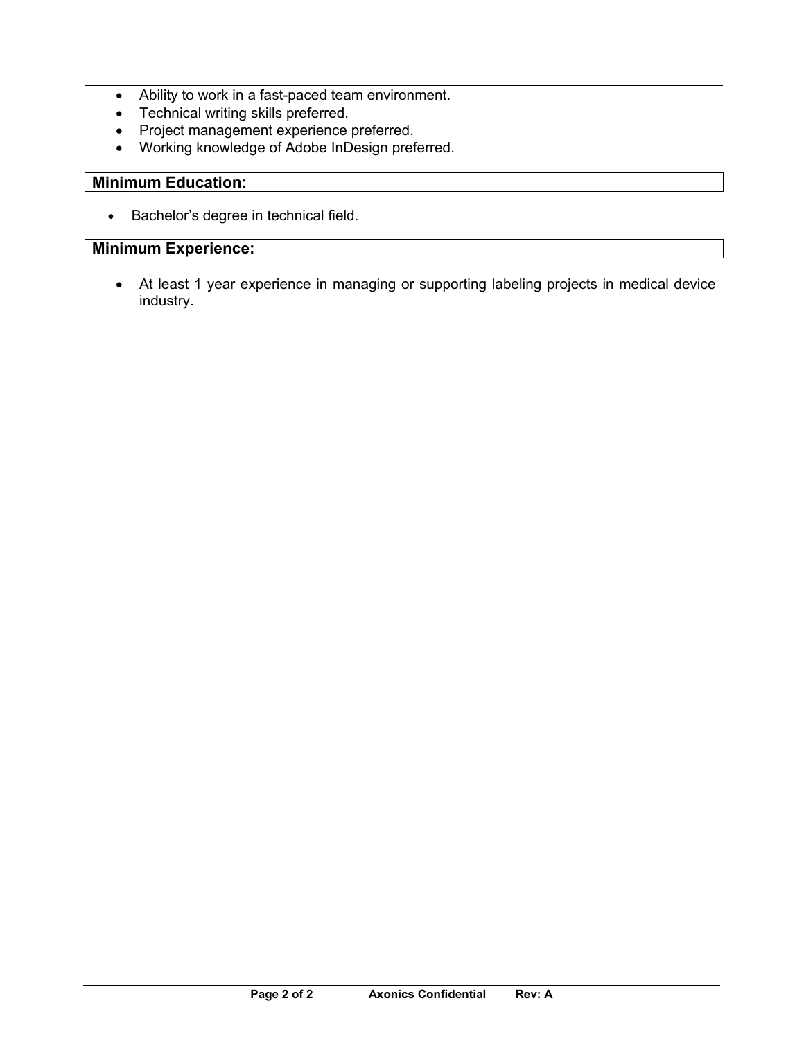- Ability to work in a fast-paced team environment.
- Technical writing skills preferred.
- Project management experience preferred.
- Working knowledge of Adobe InDesign preferred.

## Minimum Education:

- Bachelor's degree in technical field.

## Minimum Experience:

- At least 1 year experience in managing or supporting labeling projects in medical device industry.